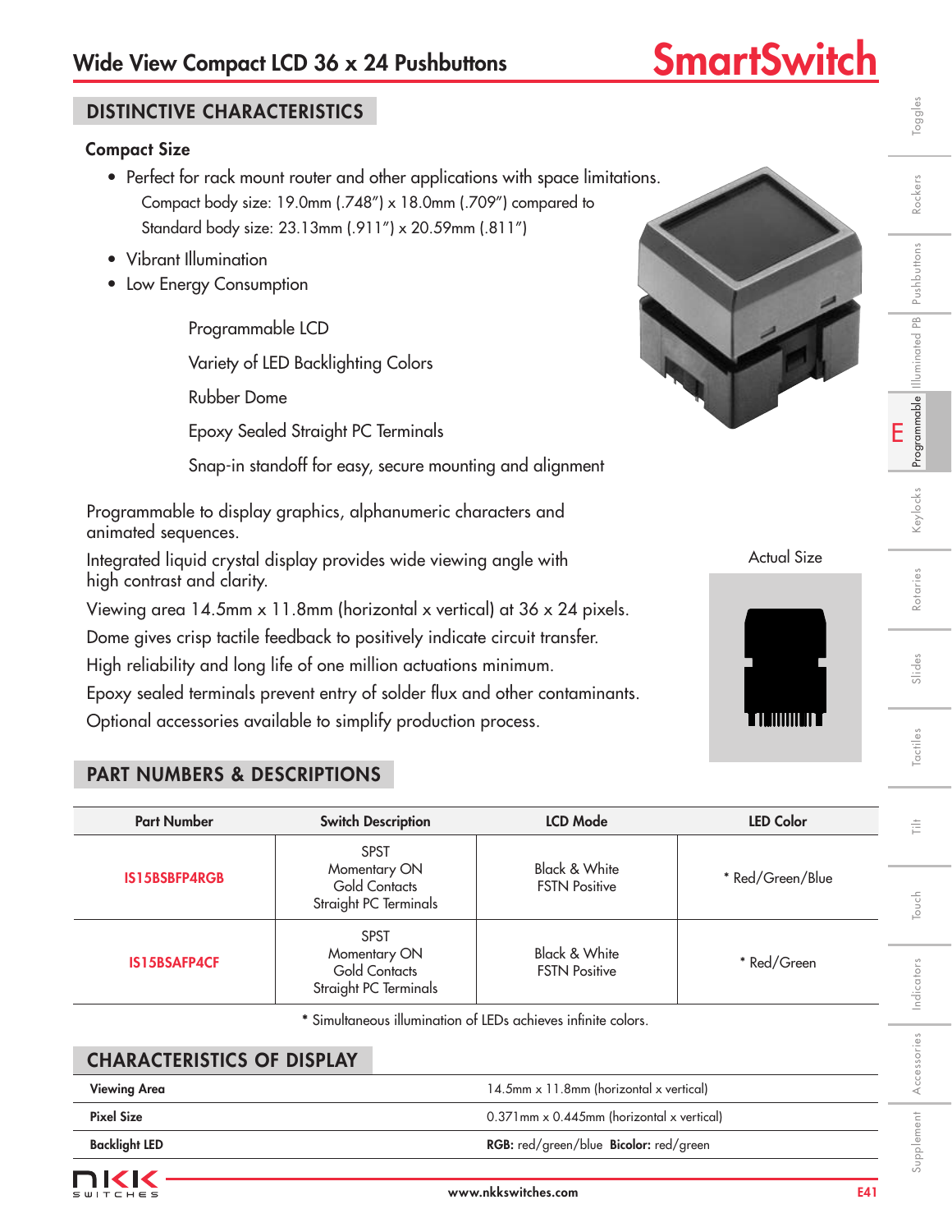# Wide View Compact LCD 36 x 24 Pushbuttons

## DISTINCTIVE CHARACTERISTICS

### Compact Size

- Perfect for rack mount router and other applications with space limitations.
  Compact body size: 19.0mm (.748") x 18.0mm (.709") compared to
  Standard body size: 23.13mm (.911") x 20.59mm (.811")
- Vibrant Illumination
- Low Energy Consumption

Programmable LCD

Variety of LED Backlighting Colors

Rubber Dome

Epoxy Sealed Straight PC Terminals

Snap-in standoff for easy, secure mounting and alignment

Programmable to display graphics, alphanumeric characters and animated sequences.

Integrated liquid crystal display provides wide viewing angle with high contrast and clarity.

Viewing area 14.5mm x 11.8mm (horizontal x vertical) at 36 x 24 pixels.

Dome gives crisp tactile feedback to positively indicate circuit transfer.

High reliability and long life of one million actuations minimum.

Epoxy sealed terminals prevent entry of solder flux and other contaminants.

Optional accessories available to simplify production process.

Actual Size

## PART NUMBERS & DESCRIPTIONS

| Part Number | Switch Description | LCD Mode | LED Color |
|---|---|---|---|
| IS15BSBFP4RGB | SPST Momentary ON Gold Contacts Straight PC Terminals | Black & White FSTN Positive | * Red/Green/Blue |
| IS15BSAFP4CF | SPST Momentary ON Gold Contacts Straight PC Terminals | Black & White FSTN Positive | * Red/Green |

* Simultaneous illumination of LEDs achieves infinite colors.

## CHARACTERISTICS OF DISPLAY

| | |
|---|---|
| **Viewing Area** | 14.5mm x 11.8mm (horizontal x vertical) |
| **Pixel Size** | 0.371mm x 0.445mm (horizontal x vertical) |
| **Backlight LED** | **RGB:** red/green/blue **Bicolor:** red/green |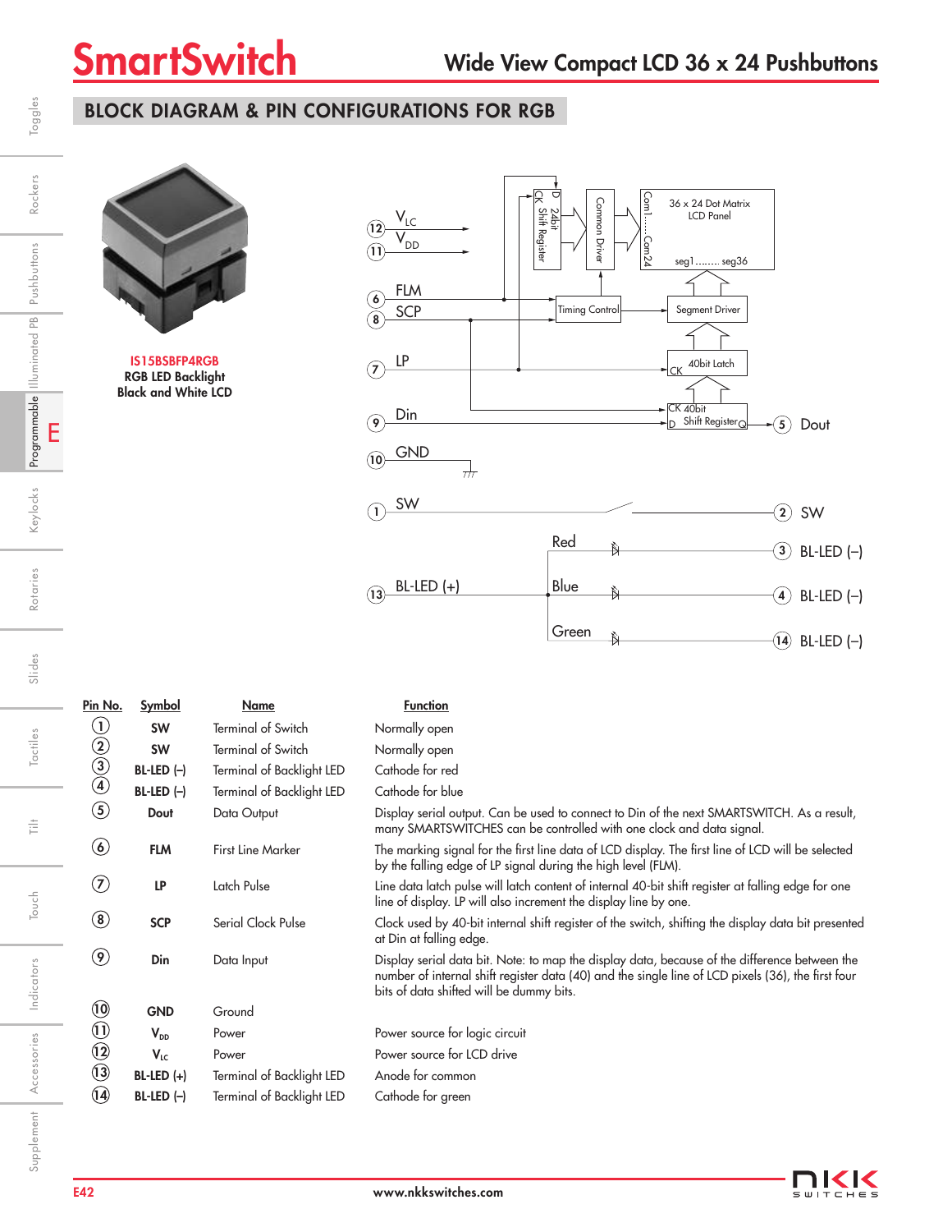## BLOCK DIAGRAM & PIN CONFIGURATIONS FOR RGB

**IS15BSBFP4RGB**
**RGB LED Backlight**
**Black and White LCD**

| Pin No. | Symbol | Name | Function |
|---|---|---|---|
| 1 | SW | Terminal of Switch | Normally open |
| 2 | SW | Terminal of Switch | Normally open |
| 3 | BL-LED (–) | Terminal of Backlight LED | Cathode for red |
| 4 | BL-LED (–) | Terminal of Backlight LED | Cathode for blue |
| 5 | Dout | Data Output | Display serial output. Can be used to connect to Din of the next SMARTSWITCH. As a result, many SMARTSWITCHES can be controlled with one clock and data signal. |
| 6 | FLM | First Line Marker | The marking signal for the first line data of LCD display. The first line of LCD will be selected by the falling edge of LP signal during the high level (FLM). |
| 7 | LP | Latch Pulse | Line data latch pulse will latch content of internal 40-bit shift register at falling edge for one line of display. LP will also increment the display line by one. |
| 8 | SCP | Serial Clock Pulse | Clock used by 40-bit internal shift register of the switch, shifting the display data bit presented at Din at falling edge. |
| 9 | Din | Data Input | Display serial data bit. Note: to map the display data, because of the difference between the number of internal shift register data (40) and the single line of LCD pixels (36), the first four bits of data shifted will be dummy bits. |
| 10 | GND | Ground | |
| 11 | $V_{DD}$ | Power | Power source for logic circuit |
| 12 | $V_{LC}$ | Power | Power source for LCD drive |
| 13 | BL-LED (+) | Terminal of Backlight LED | Anode for common |
| 14 | BL-LED (–) | Terminal of Backlight LED | Cathode for green |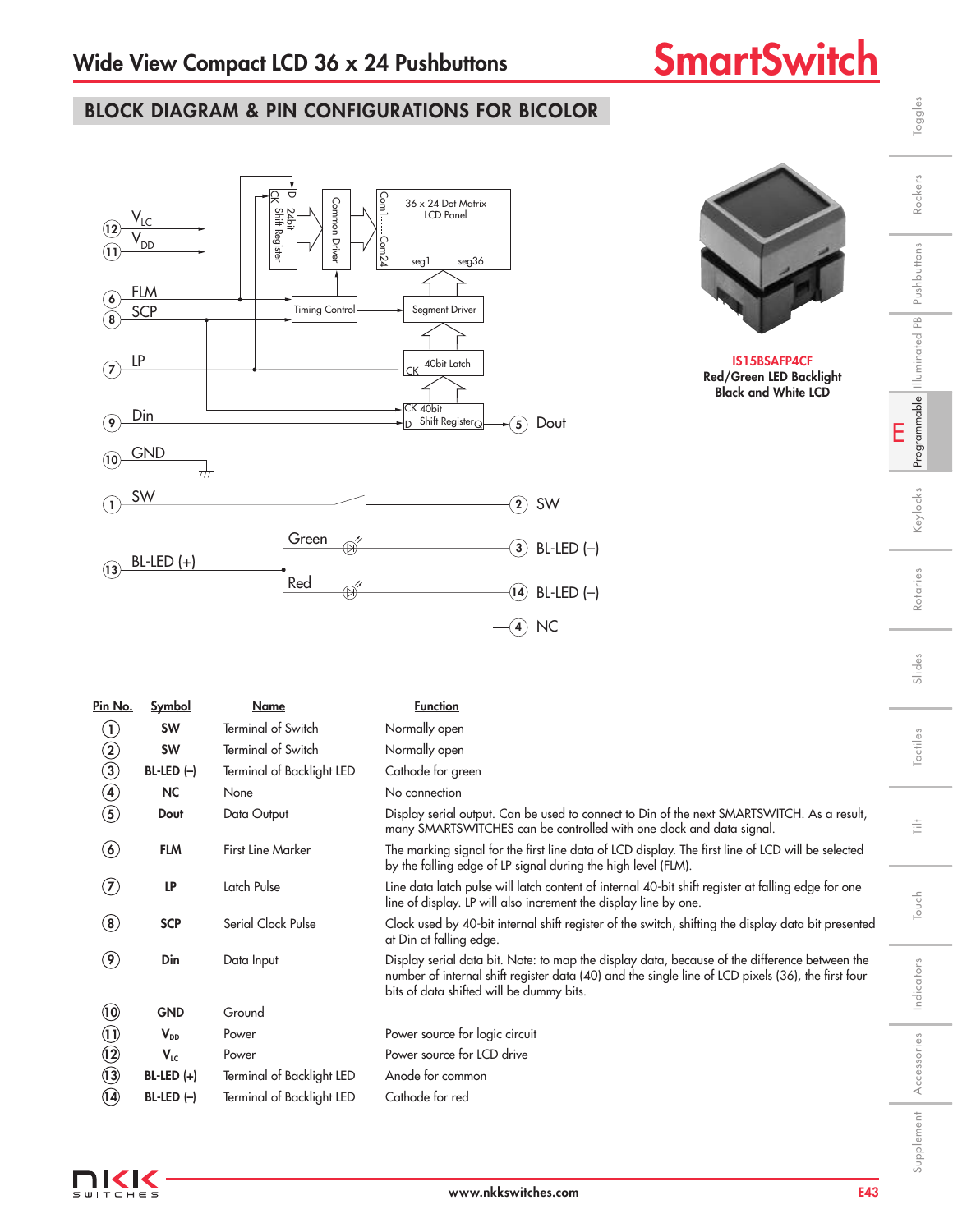# Wide View Compact LCD 36 x 24 Pushbuttons

## BLOCK DIAGRAM & PIN CONFIGURATIONS FOR BICOLOR

**IS15BSAFP4CF**
**Red/Green LED Backlight**
**Black and White LCD**

| Pin No. | Symbol | Name | Function |
|---|---|---|---|
| 1 | SW | Terminal of Switch | Normally open |
| 2 | SW | Terminal of Switch | Normally open |
| 3 | BL-LED (–) | Terminal of Backlight LED | Cathode for green |
| 4 | NC | None | No connection |
| 5 | Dout | Data Output | Display serial output. Can be used to connect to Din of the next SMARTSWITCH. As a result, many SMARTSWITCHES can be controlled with one clock and data signal. |
| 6 | FLM | First Line Marker | The marking signal for the first line data of LCD display. The first line of LCD will be selected by the falling edge of LP signal during the high level (FLM). |
| 7 | LP | Latch Pulse | Line data latch pulse will latch content of internal 40-bit shift register at falling edge for one line of display. LP will also increment the display line by one. |
| 8 | SCP | Serial Clock Pulse | Clock used by 40-bit internal shift register of the switch, shifting the display data bit presented at Din at falling edge. |
| 9 | Din | Data Input | Display serial data bit. Note: to map the display data, because of the difference between the number of internal shift register data (40) and the single line of LCD pixels (36), the first four bits of data shifted will be dummy bits. |
| 10 | GND | Ground | |
| 11 | $V_{DD}$ | Power | Power source for logic circuit |
| 12 | $V_{LC}$ | Power | Power source for LCD drive |
| 13 | BL-LED (+) | Terminal of Backlight LED | Anode for common |
| 14 | BL-LED (–) | Terminal of Backlight LED | Cathode for red |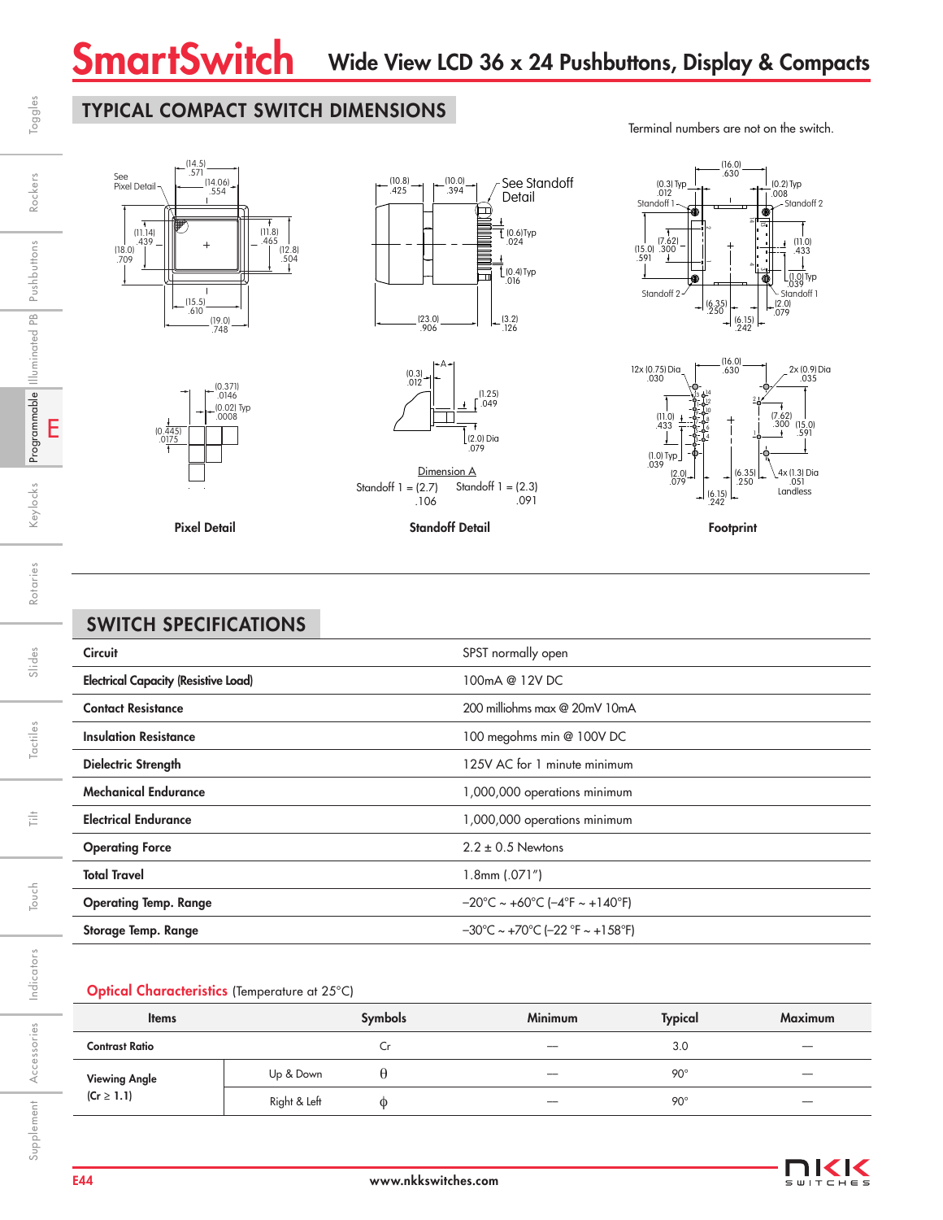# SmartSwitch Wide View LCD 36 x 24 Pushbuttons, Display & Compacts

## TYPICAL COMPACT SWITCH DIMENSIONS

Terminal numbers are not on the switch.

Pixel Detail

Standoff Detail

Dimension A
Standoff 1 = (2.7) .106    Standoff 1 = (2.3) .091

Footprint

## SWITCH SPECIFICATIONS

| | |
|---|---|
| **Circuit** | SPST normally open |
| **Electrical Capacity (Resistive Load)** | 100mA @ 12V DC |
| **Contact Resistance** | 200 milliohms max @ 20mV 10mA |
| **Insulation Resistance** | 100 megohms min @ 100V DC |
| **Dielectric Strength** | 125V AC for 1 minute minimum |
| **Mechanical Endurance** | 1,000,000 operations minimum |
| **Electrical Endurance** | 1,000,000 operations minimum |
| **Operating Force** | 2.2 ± 0.5 Newtons |
| **Total Travel** | 1.8mm (.071″) |
| **Operating Temp. Range** | −20°C ~ +60°C (−4°F ~ +140°F) |
| **Storage Temp. Range** | −30°C ~ +70°C (−22 °F ~ +158°F) |

**Optical Characteristics** (Temperature at 25°C)

| Items | | Symbols | Minimum | Typical | Maximum |
|---|---|---|---|---|---|
| **Contrast Ratio** | | Cr | — | 3.0 | — |
| **Viewing Angle (Cr ≥ 1.1)** | Up & Down | $\theta$ | — | 90° | — |
| | Right & Left | $\phi$ | — | 90° | — |

www.nkkswitches.com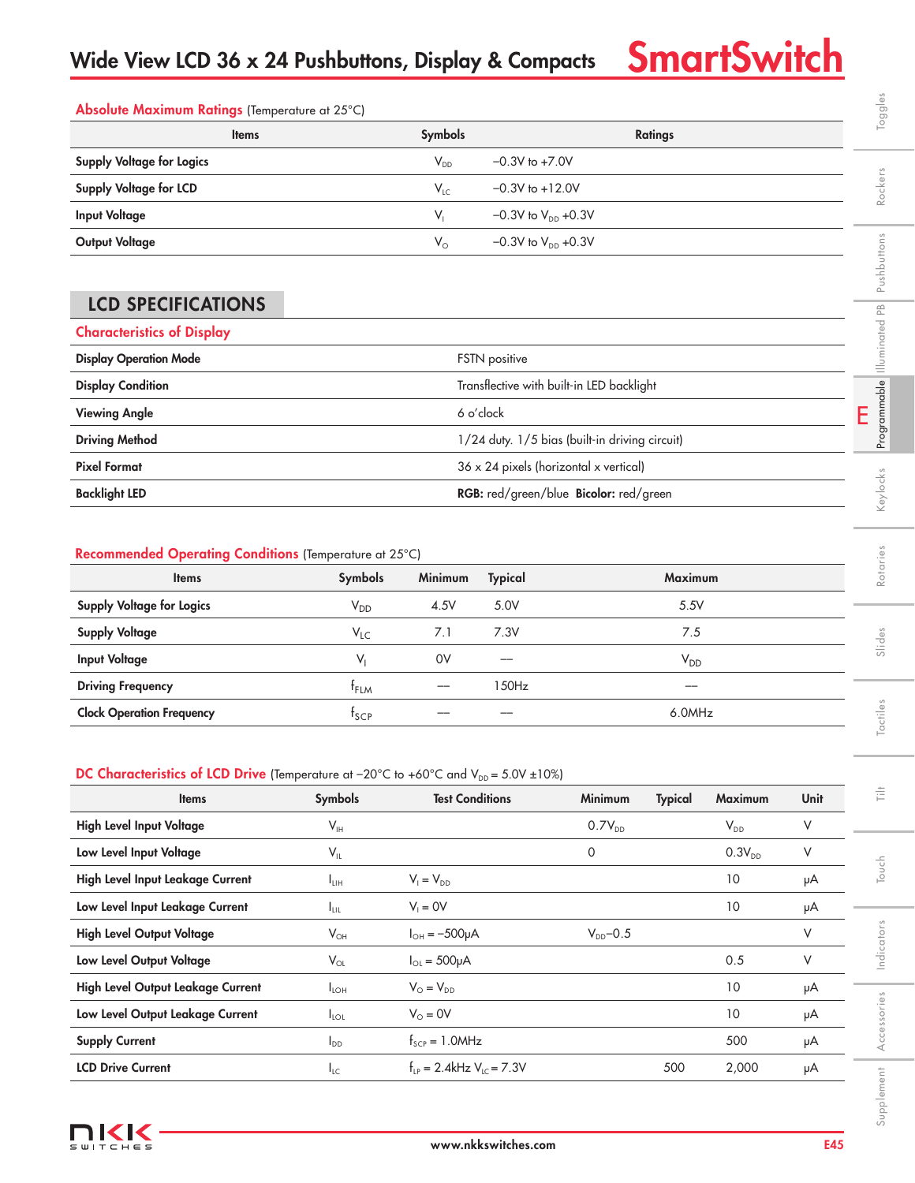## Absolute Maximum Ratings (Temperature at 25°C)

| Items | Symbols | Ratings |
|---|---|---|
| Supply Voltage for Logics | $V_{DD}$ | −0.3V to +7.0V |
| Supply Voltage for LCD | $V_{LC}$ | −0.3V to +12.0V |
| Input Voltage | $V_I$ | −0.3V to $V_{DD}$ +0.3V |
| Output Voltage | $V_O$ | −0.3V to $V_{DD}$ +0.3V |

## LCD SPECIFICATIONS

### Characteristics of Display

| | |
|---|---|
| Display Operation Mode | FSTN positive |
| Display Condition | Transflective with built-in LED backlight |
| Viewing Angle | 6 o'clock |
| Driving Method | 1/24 duty. 1/5 bias (built-in driving circuit) |
| Pixel Format | 36 x 24 pixels (horizontal x vertical) |
| Backlight LED | **RGB:** red/green/blue **Bicolor:** red/green |

### Recommended Operating Conditions (Temperature at 25°C)

| Items | Symbols | Minimum | Typical | Maximum |
|---|---|---|---|---|
| Supply Voltage for Logics | $V_{DD}$ | 4.5V | 5.0V | 5.5V |
| Supply Voltage | $V_{LC}$ | 7.1 | 7.3V | 7.5 |
| Input Voltage | $V_I$ | 0V | — | $V_{DD}$ |
| Driving Frequency | $f_{FLM}$ | — | 150Hz | — |
| Clock Operation Frequency | $f_{SCP}$ | — | — | 6.0MHz |

### DC Characteristics of LCD Drive (Temperature at −20°C to +60°C and $V_{DD}$ = 5.0V ±10%)

| Items | Symbols | Test Conditions | Minimum | Typical | Maximum | Unit |
|---|---|---|---|---|---|---|
| High Level Input Voltage | $V_{IH}$ | | $0.7V_{DD}$ | | $V_{DD}$ | V |
| Low Level Input Voltage | $V_{IL}$ | | 0 | | $0.3V_{DD}$ | V |
| High Level Input Leakage Current | $I_{LIH}$ | $V_I = V_{DD}$ | | | 10 | μA |
| Low Level Input Leakage Current | $I_{LIL}$ | $V_I$ = 0V | | | 10 | μA |
| High Level Output Voltage | $V_{OH}$ | $I_{OH}$ = −500μA | $V_{DD}$−0.5 | | | V |
| Low Level Output Voltage | $V_{OL}$ | $I_{OL}$ = 500μA | | | 0.5 | V |
| High Level Output Leakage Current | $I_{LOH}$ | $V_O = V_{DD}$ | | | 10 | μA |
| Low Level Output Leakage Current | $I_{LOL}$ | $V_O$ = 0V | | | 10 | μA |
| Supply Current | $I_{DD}$ | $f_{SCP}$ = 1.0MHz | | | 500 | μA |
| LCD Drive Current | $I_{LC}$ | $f_{LP}$ = 2.4kHz $V_{LC}$ = 7.3V | | 500 | 2,000 | μA |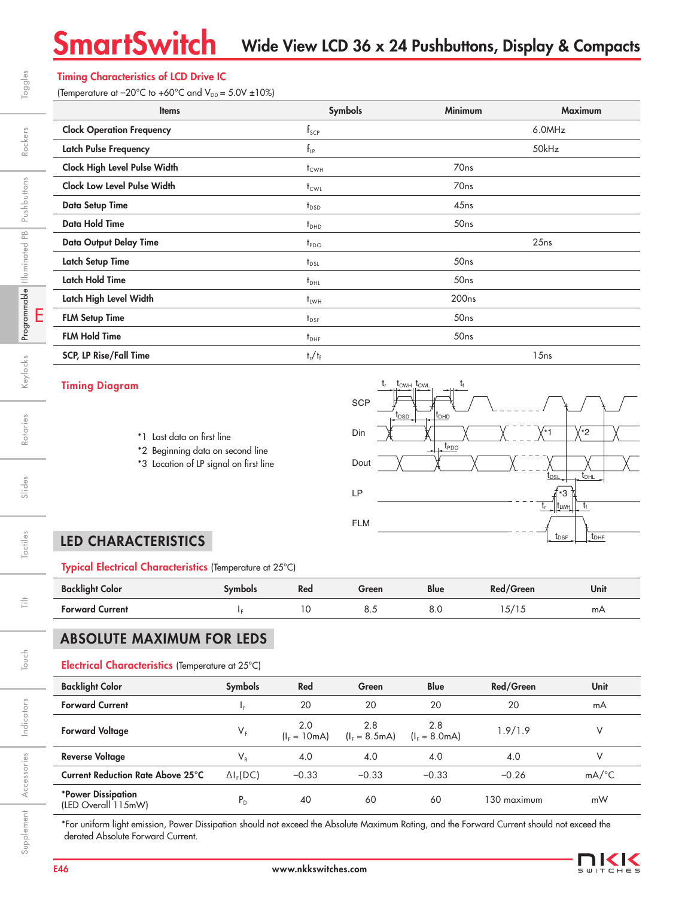## Timing Characteristics of LCD Drive IC

(Temperature at −20°C to +60°C and $V_{DD}$ = 5.0V ±10%)

| Items | Symbols | Minimum | Maximum |
|---|---|---|---|
| Clock Operation Frequency | $f_{SCP}$ | | 6.0MHz |
| Latch Pulse Frequency | $f_{LP}$ | | 50kHz |
| Clock High Level Pulse Width | $t_{CWH}$ | 70ns | |
| Clock Low Level Pulse Width | $t_{CWL}$ | 70ns | |
| Data Setup Time | $t_{DSD}$ | 45ns | |
| Data Hold Time | $t_{DHD}$ | 50ns | |
| Data Output Delay Time | $t_{PDO}$ | | 25ns |
| Latch Setup Time | $t_{DSL}$ | 50ns | |
| Latch Hold Time | $t_{DHL}$ | 50ns | |
| Latch High Level Width | $t_{LWH}$ | 200ns | |
| FLM Setup Time | $t_{DSF}$ | 50ns | |
| FLM Hold Time | $t_{DHF}$ | 50ns | |
| SCP, LP Rise/Fall Time | $t_r/t_f$ | | 15ns |

## Timing Diagram

*1 Last data on first line
*2 Beginning data on second line
*3 Location of LP signal on first line

SCP, Din, Dout, LP, FLM — $t_r$, $t_{CWH}$, $t_{CWL}$, $t_f$, $t_{DSD}$, $t_{DHD}$, $t_{PDO}$, $t_{DSL}$, $t_{DHL}$, $t_{LWH}$, $t_{DSF}$, $t_{DHF}$

# LED CHARACTERISTICS

### Typical Electrical Characteristics (Temperature at 25°C)

| Backlight Color | Symbols | Red | Green | Blue | Red/Green | Unit |
|---|---|---|---|---|---|---|
| Forward Current | $I_F$ | 10 | 8.5 | 8.0 | 15/15 | mA |

# ABSOLUTE MAXIMUM FOR LEDS

### Electrical Characteristics (Temperature at 25°C)

| Backlight Color | Symbols | Red | Green | Blue | Red/Green | Unit |
|---|---|---|---|---|---|---|
| Forward Current | $I_F$ | 20 | 20 | 20 | 20 | mA |
| Forward Voltage | $V_F$ | 2.0 ($I_F$ = 10mA) | 2.8 ($I_F$ = 8.5mA) | 2.8 ($I_F$ = 8.0mA) | 1.9/1.9 | V |
| Reverse Voltage | $V_R$ | 4.0 | 4.0 | 4.0 | 4.0 | V |
| Current Reduction Rate Above 25°C | $\Delta I_F$(DC) | −0.33 | −0.33 | −0.33 | −0.26 | mA/°C |
| *Power Dissipation (LED Overall 115mW) | $P_D$ | 40 | 60 | 60 | 130 maximum | mW |

*For uniform light emission, Power Dissipation should not exceed the Absolute Maximum Rating, and the Forward Current should not exceed the derated Absolute Forward Current.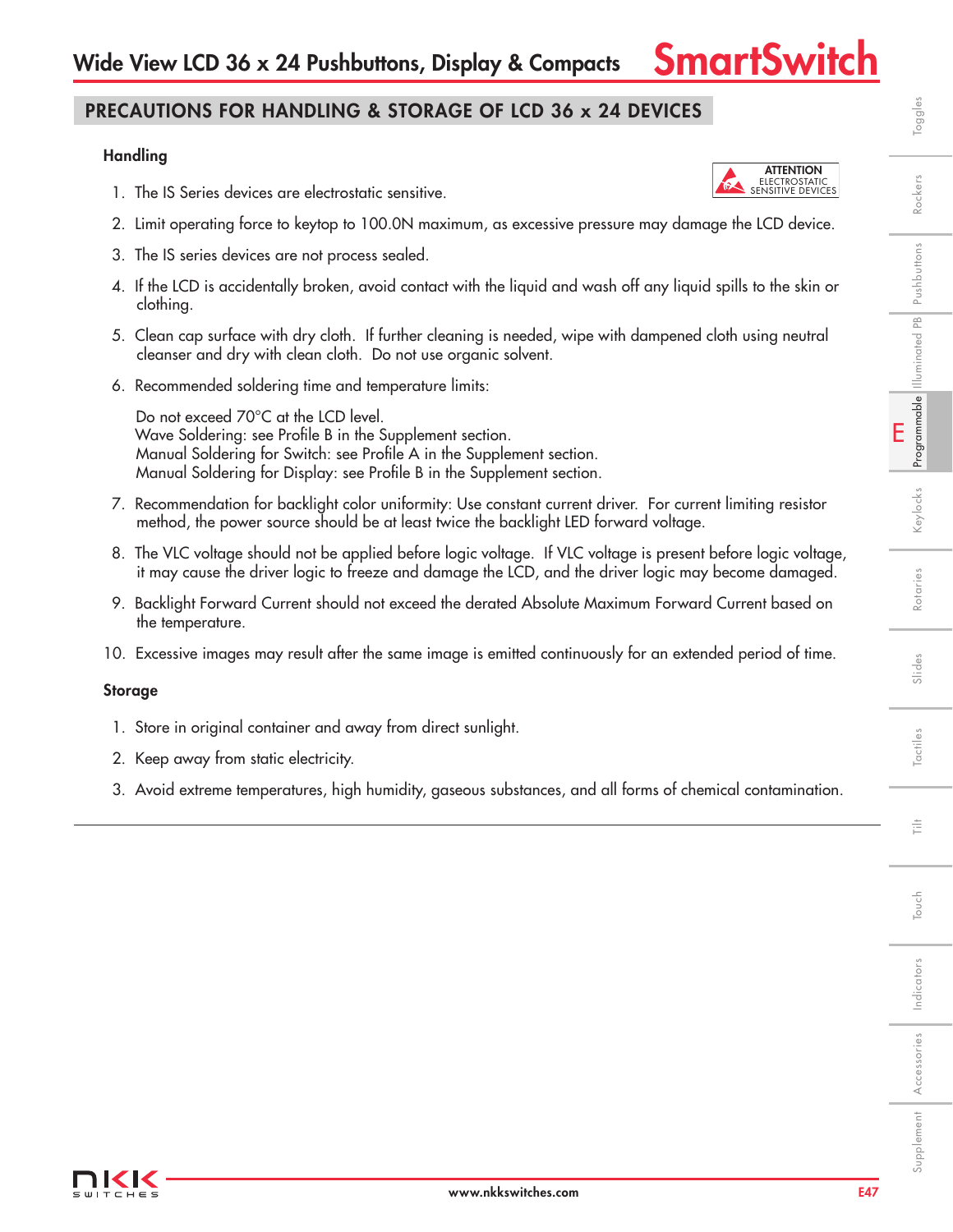## PRECAUTIONS FOR HANDLING & STORAGE OF LCD 36 x 24 DEVICES

### Handling

ATTENTION
ELECTROSTATIC
SENSITIVE DEVICES

1. The IS Series devices are electrostatic sensitive.
2. Limit operating force to keytop to 100.0N maximum, as excessive pressure may damage the LCD device.
3. The IS series devices are not process sealed.
4. If the LCD is accidentally broken, avoid contact with the liquid and wash off any liquid spills to the skin or clothing.
5. Clean cap surface with dry cloth. If further cleaning is needed, wipe with dampened cloth using neutral cleanser and dry with clean cloth. Do not use organic solvent.
6. Recommended soldering time and temperature limits:

   Do not exceed 70°C at the LCD level.
   Wave Soldering: see Profile B in the Supplement section.
   Manual Soldering for Switch: see Profile A in the Supplement section.
   Manual Soldering for Display: see Profile B in the Supplement section.
7. Recommendation for backlight color uniformity: Use constant current driver. For current limiting resistor method, the power source should be at least twice the backlight LED forward voltage.
8. The VLC voltage should not be applied before logic voltage. If VLC voltage is present before logic voltage, it may cause the driver logic to freeze and damage the LCD, and the driver logic may become damaged.
9. Backlight Forward Current should not exceed the derated Absolute Maximum Forward Current based on the temperature.
10. Excessive images may result after the same image is emitted continuously for an extended period of time.

### Storage

1. Store in original container and away from direct sunlight.
2. Keep away from static electricity.
3. Avoid extreme temperatures, high humidity, gaseous substances, and all forms of chemical contamination.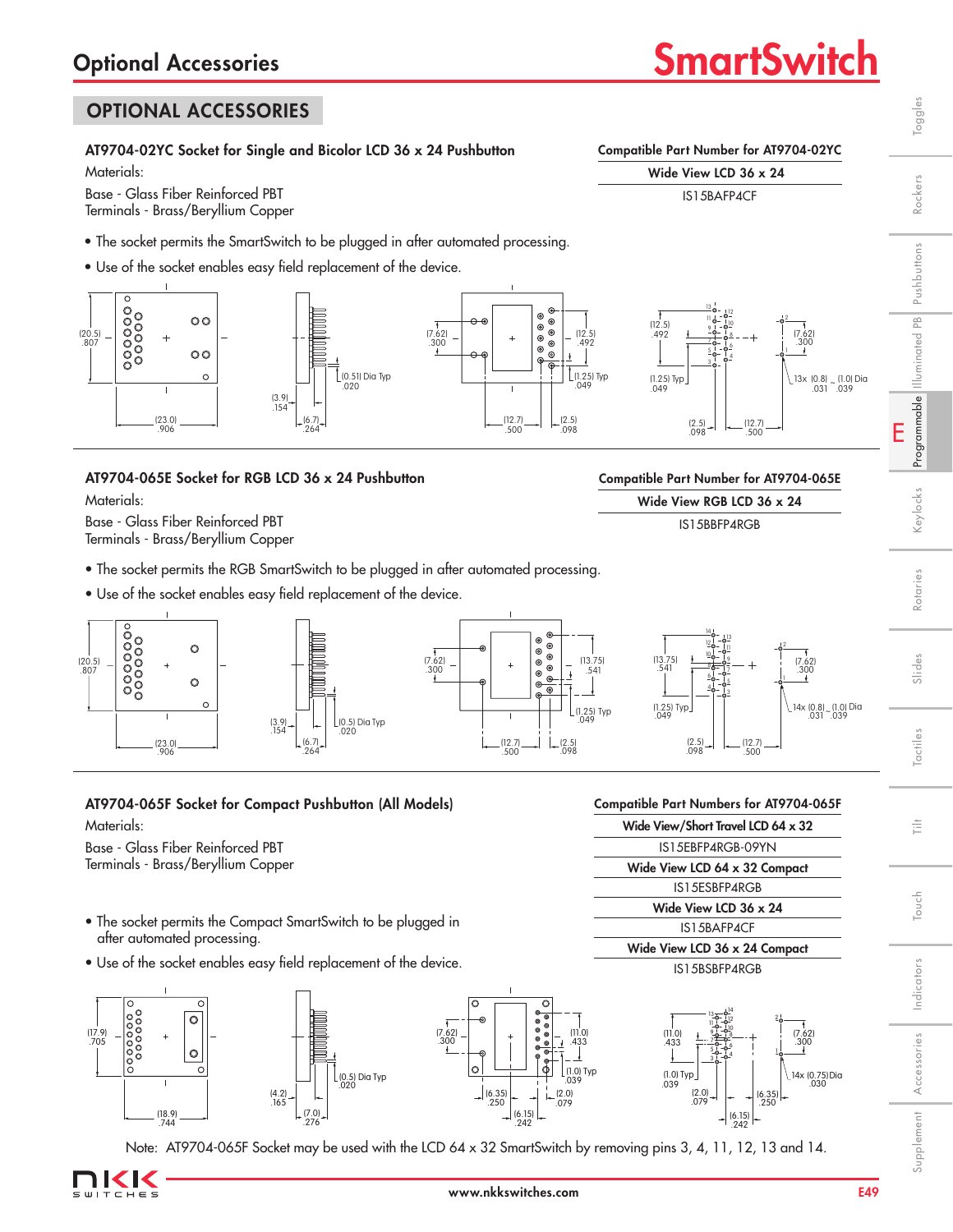## OPTIONAL ACCESSORIES

### AT9704-02YC Socket for Single and Bicolor LCD 36 x 24 Pushbutton

Materials:

Base - Glass Fiber Reinforced PBT
Terminals - Brass/Beryllium Copper

| Compatible Part Number for AT9704-02YC |
|---|
| **Wide View LCD 36 x 24** |
| IS15BAFP4CF |

- The socket permits the SmartSwitch to be plugged in after automated processing.
- Use of the socket enables easy field replacement of the device.

(20.5) .807
(23.0) .906
(3.9) .154
(6.7) .264
(0.51) Dia Typ .020
(7.62) .300
(12.5) .492
(1.25) Typ .049
(12.7) .500
(2.5) .098
(12.5) .492
(1.25) Typ .049
(2.5) .098
(12.7) .500
(7.62) .300
13x (0.8) .031 ~ (1.0) Dia .039

### AT9704-065E Socket for RGB LCD 36 x 24 Pushbutton

Materials:

Base - Glass Fiber Reinforced PBT
Terminals - Brass/Beryllium Copper

| Compatible Part Number for AT9704-065E |
|---|
| **Wide View RGB LCD 36 x 24** |
| IS15BBFP4RGB |

- The socket permits the RGB SmartSwitch to be plugged in after automated processing.
- Use of the socket enables easy field replacement of the device.

(20.5) .807
(23.0) .906
(3.9) .154
(6.7) .264
(0.5) Dia Typ .020
(7.62) .300
(13.75) .541
(1.25) Typ .049
(12.7) .500
(2.5) .098
(13.75) .541
(1.25) Typ .049
(2.5) .098
(12.7) .500
(7.62) .300
14x (0.8) .031 ~ (1.0) Dia .039

### AT9704-065F Socket for Compact Pushbutton (All Models)

Materials:

Base - Glass Fiber Reinforced PBT
Terminals - Brass/Beryllium Copper

| Compatible Part Numbers for AT9704-065F |
|---|
| **Wide View/Short Travel LCD 64 x 32** |
| IS15EBFP4RGB-09YN |
| **Wide View LCD 64 x 32 Compact** |
| IS15ESBFP4RGB |
| **Wide View LCD 36 x 24** |
| IS15BAFP4CF |
| **Wide View LCD 36 x 24 Compact** |
| IS15BSBFP4RGB |

- The socket permits the Compact SmartSwitch to be plugged in after automated processing.
- Use of the socket enables easy field replacement of the device.

(17.9) .705
(18.9) .744
(4.2) .165
(7.0) .276
(0.5) Dia Typ .020
(7.62) .300
(11.0) .433
(1.0) Typ .039
(6.35) .250
(2.0) .079
(6.15) .242
(11.0) .433
(1.0) Typ .039
(2.0) .079
(6.15) .242
(6.35) .250
(7.62) .300
14x (0.75) Dia .030

Note: AT9704-065F Socket may be used with the LCD 64 x 32 SmartSwitch by removing pins 3, 4, 11, 12, 13 and 14.